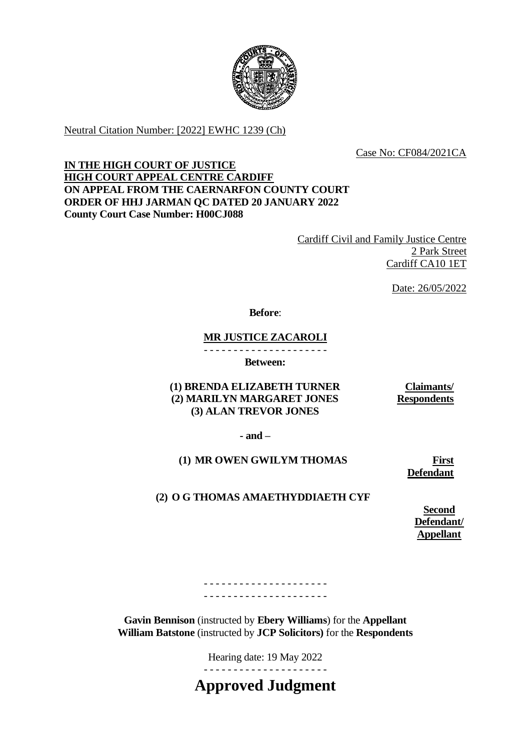Neutral Citation Number: [2022] EWHC 1239 (Ch)

Case No: CF084/2021CA

**IN THE HIGH COURT OF JUSTICE**
**HIGH COURT APPEAL CENTRE CARDIFF**
**ON APPEAL FROM THE CAERNARFON COUNTY COURT**
**ORDER OF HHJ JARMAN QC DATED 20 JANUARY 2022**
**County Court Case Number: H00CJ088**

Cardiff Civil and Family Justice Centre
2 Park Street
Cardiff CA10 1ET

Date: 26/05/2022

**Before**:

**MR JUSTICE ZACAROLI**

- - - - - - - - - - - - - - - - - - - - -

**Between:**

| | |
|---|---|
| **(1) BRENDA ELIZABETH TURNER** **(2) MARILYN MARGARET JONES** **(3) ALAN TREVOR JONES** | **Claimants/ Respondents** |
| **- and –** | |
| **(1) MR OWEN GWILYM THOMAS** | **First Defendant** |
| **(2) O G THOMAS AMAETHYDDIAETH CYF** | **Second Defendant/ Appellant** |

- - - - - - - - - - - - - - - - - - - - -
- - - - - - - - - - - - - - - - - - - - -

**Gavin Bennison** (instructed by **Ebery Williams**) for the **Appellant**
**William Batstone** (instructed by **JCP Solicitors)** for the **Respondents**

Hearing date: 19 May 2022

- - - - - - - - - - - - - - - - - - - - -

# Approved Judgment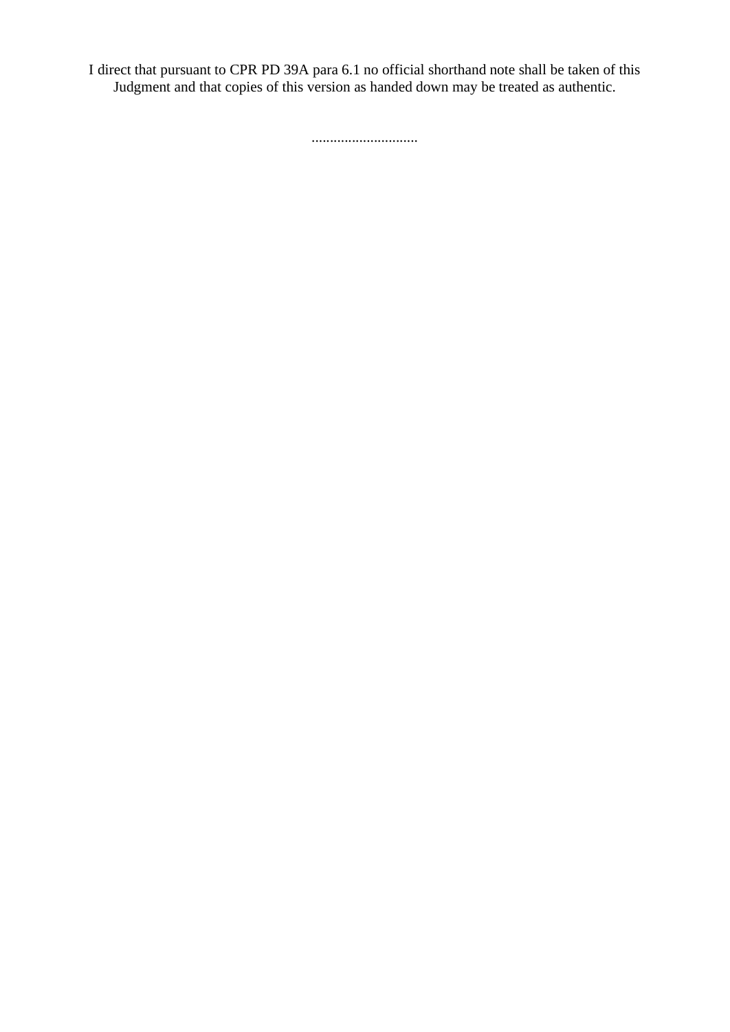I direct that pursuant to CPR PD 39A para 6.1 no official shorthand note shall be taken of this Judgment and that copies of this version as handed down may be treated as authentic.

.............................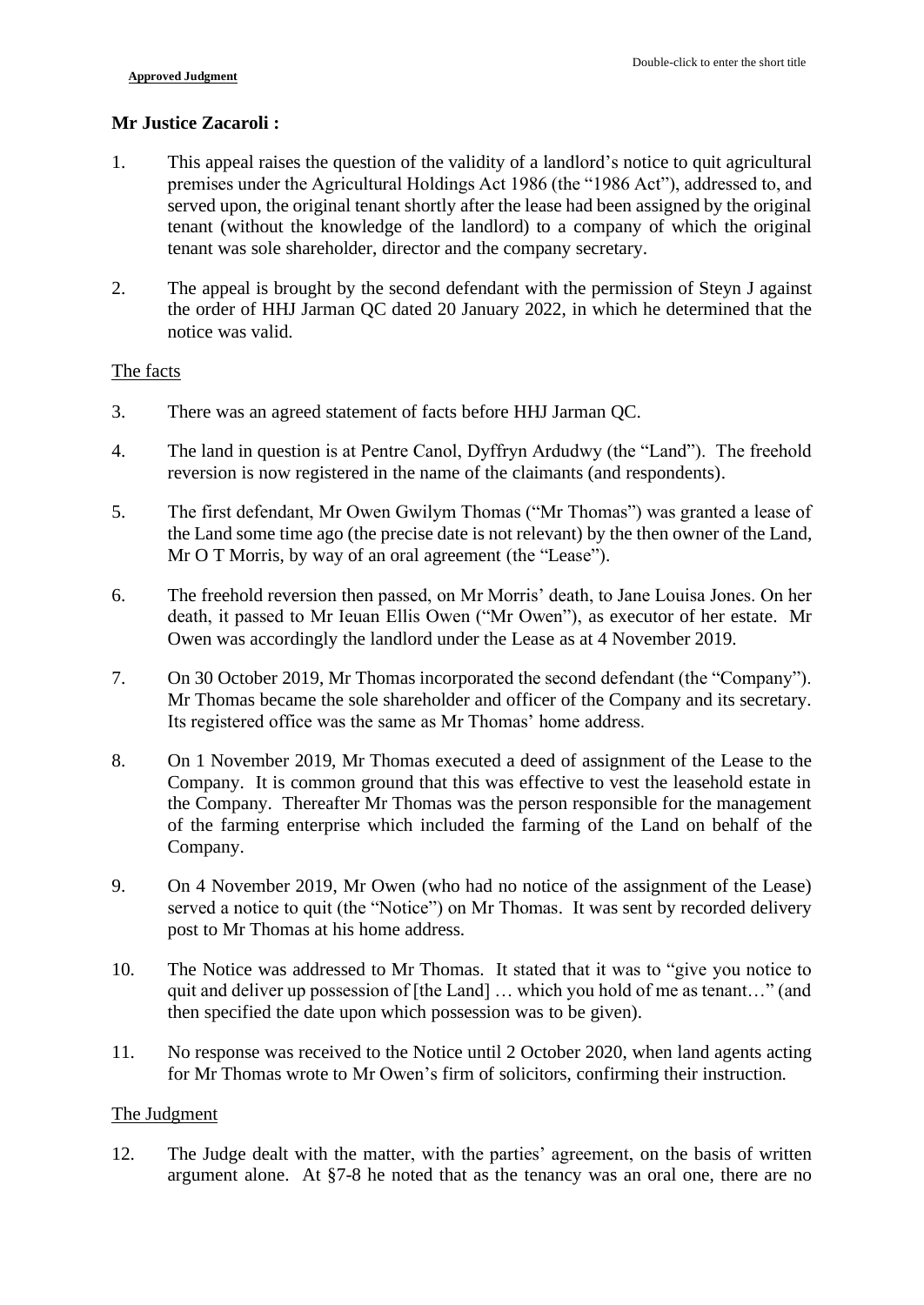**Mr Justice Zacaroli :**

1. This appeal raises the question of the validity of a landlord's notice to quit agricultural premises under the Agricultural Holdings Act 1986 (the "1986 Act"), addressed to, and served upon, the original tenant shortly after the lease had been assigned by the original tenant (without the knowledge of the landlord) to a company of which the original tenant was sole shareholder, director and the company secretary.

2. The appeal is brought by the second defendant with the permission of Steyn J against the order of HHJ Jarman QC dated 20 January 2022, in which he determined that the notice was valid.

## The facts

3. There was an agreed statement of facts before HHJ Jarman QC.

4. The land in question is at Pentre Canol, Dyffryn Ardudwy (the "Land"). The freehold reversion is now registered in the name of the claimants (and respondents).

5. The first defendant, Mr Owen Gwilym Thomas ("Mr Thomas") was granted a lease of the Land some time ago (the precise date is not relevant) by the then owner of the Land, Mr O T Morris, by way of an oral agreement (the "Lease").

6. The freehold reversion then passed, on Mr Morris' death, to Jane Louisa Jones. On her death, it passed to Mr Ieuan Ellis Owen ("Mr Owen"), as executor of her estate. Mr Owen was accordingly the landlord under the Lease as at 4 November 2019.

7. On 30 October 2019, Mr Thomas incorporated the second defendant (the "Company"). Mr Thomas became the sole shareholder and officer of the Company and its secretary. Its registered office was the same as Mr Thomas' home address.

8. On 1 November 2019, Mr Thomas executed a deed of assignment of the Lease to the Company. It is common ground that this was effective to vest the leasehold estate in the Company. Thereafter Mr Thomas was the person responsible for the management of the farming enterprise which included the farming of the Land on behalf of the Company.

9. On 4 November 2019, Mr Owen (who had no notice of the assignment of the Lease) served a notice to quit (the "Notice") on Mr Thomas. It was sent by recorded delivery post to Mr Thomas at his home address.

10. The Notice was addressed to Mr Thomas. It stated that it was to "give you notice to quit and deliver up possession of [the Land] … which you hold of me as tenant…" (and then specified the date upon which possession was to be given).

11. No response was received to the Notice until 2 October 2020, when land agents acting for Mr Thomas wrote to Mr Owen's firm of solicitors, confirming their instruction.

## The Judgment

12. The Judge dealt with the matter, with the parties' agreement, on the basis of written argument alone. At §7-8 he noted that as the tenancy was an oral one, there are no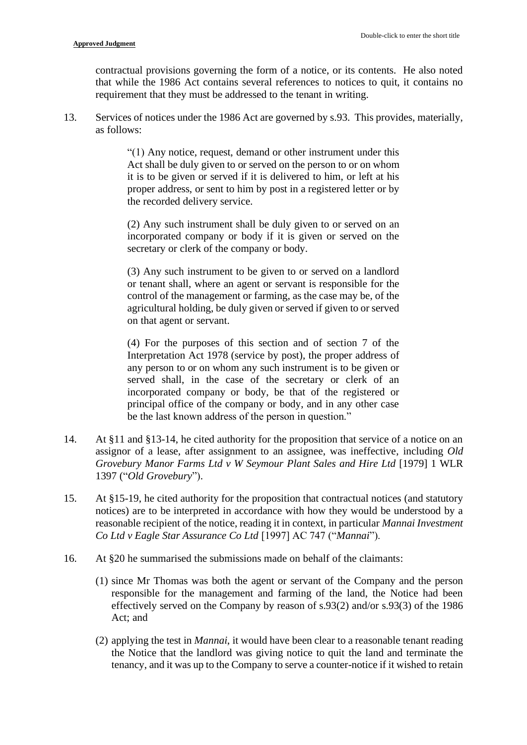contractual provisions governing the form of a notice, or its contents. He also noted that while the 1986 Act contains several references to notices to quit, it contains no requirement that they must be addressed to the tenant in writing.

13. Services of notices under the 1986 Act are governed by s.93. This provides, materially, as follows:

> "(1) Any notice, request, demand or other instrument under this Act shall be duly given to or served on the person to or on whom it is to be given or served if it is delivered to him, or left at his proper address, or sent to him by post in a registered letter or by the recorded delivery service.
>
> (2) Any such instrument shall be duly given to or served on an incorporated company or body if it is given or served on the secretary or clerk of the company or body.
>
> (3) Any such instrument to be given to or served on a landlord or tenant shall, where an agent or servant is responsible for the control of the management or farming, as the case may be, of the agricultural holding, be duly given or served if given to or served on that agent or servant.
>
> (4) For the purposes of this section and of section 7 of the Interpretation Act 1978 (service by post), the proper address of any person to or on whom any such instrument is to be given or served shall, in the case of the secretary or clerk of an incorporated company or body, be that of the registered or principal office of the company or body, and in any other case be the last known address of the person in question."

14. At §11 and §13-14, he cited authority for the proposition that service of a notice on an assignor of a lease, after assignment to an assignee, was ineffective, including *Old Grovebury Manor Farms Ltd v W Seymour Plant Sales and Hire Ltd* [1979] 1 WLR 1397 ("*Old Grovebury*").

15. At §15-19, he cited authority for the proposition that contractual notices (and statutory notices) are to be interpreted in accordance with how they would be understood by a reasonable recipient of the notice, reading it in context, in particular *Mannai Investment Co Ltd v Eagle Star Assurance Co Ltd* [1997] AC 747 ("*Mannai*").

16. At §20 he summarised the submissions made on behalf of the claimants:

    (1) since Mr Thomas was both the agent or servant of the Company and the person responsible for the management and farming of the land, the Notice had been effectively served on the Company by reason of s.93(2) and/or s.93(3) of the 1986 Act; and

    (2) applying the test in *Mannai*, it would have been clear to a reasonable tenant reading the Notice that the landlord was giving notice to quit the land and terminate the tenancy, and it was up to the Company to serve a counter-notice if it wished to retain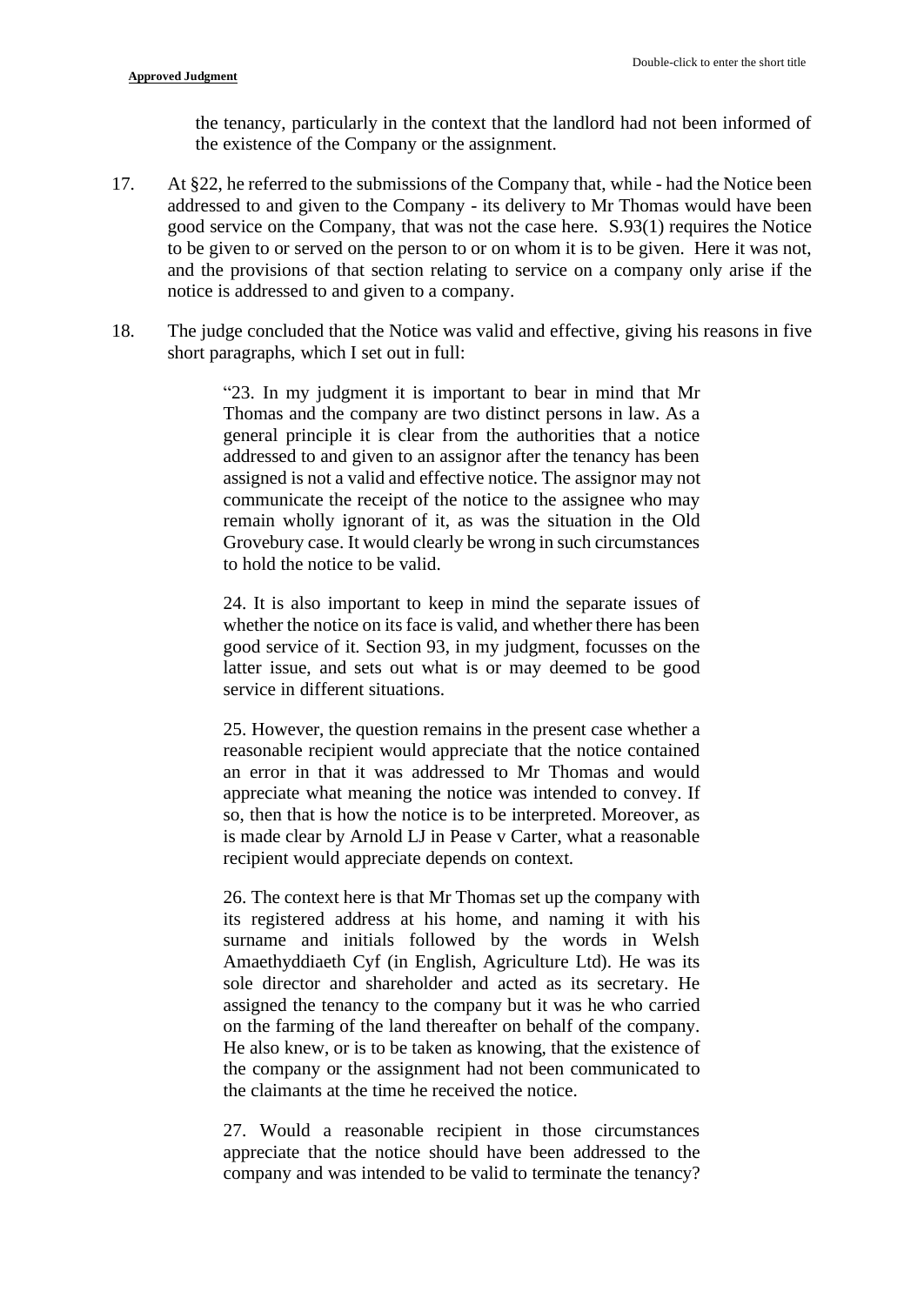the tenancy, particularly in the context that the landlord had not been informed of the existence of the Company or the assignment.

17. At §22, he referred to the submissions of the Company that, while - had the Notice been addressed to and given to the Company - its delivery to Mr Thomas would have been good service on the Company, that was not the case here. S.93(1) requires the Notice to be given to or served on the person to or on whom it is to be given. Here it was not, and the provisions of that section relating to service on a company only arise if the notice is addressed to and given to a company.

18. The judge concluded that the Notice was valid and effective, giving his reasons in five short paragraphs, which I set out in full:

> "23. In my judgment it is important to bear in mind that Mr Thomas and the company are two distinct persons in law. As a general principle it is clear from the authorities that a notice addressed to and given to an assignor after the tenancy has been assigned is not a valid and effective notice. The assignor may not communicate the receipt of the notice to the assignee who may remain wholly ignorant of it, as was the situation in the Old Grovebury case. It would clearly be wrong in such circumstances to hold the notice to be valid.
>
> 24. It is also important to keep in mind the separate issues of whether the notice on its face is valid, and whether there has been good service of it. Section 93, in my judgment, focusses on the latter issue, and sets out what is or may deemed to be good service in different situations.
>
> 25. However, the question remains in the present case whether a reasonable recipient would appreciate that the notice contained an error in that it was addressed to Mr Thomas and would appreciate what meaning the notice was intended to convey. If so, then that is how the notice is to be interpreted. Moreover, as is made clear by Arnold LJ in Pease v Carter, what a reasonable recipient would appreciate depends on context.
>
> 26. The context here is that Mr Thomas set up the company with its registered address at his home, and naming it with his surname and initials followed by the words in Welsh Amaethyddiaeth Cyf (in English, Agriculture Ltd). He was its sole director and shareholder and acted as its secretary. He assigned the tenancy to the company but it was he who carried on the farming of the land thereafter on behalf of the company. He also knew, or is to be taken as knowing, that the existence of the company or the assignment had not been communicated to the claimants at the time he received the notice.
>
> 27. Would a reasonable recipient in those circumstances appreciate that the notice should have been addressed to the company and was intended to be valid to terminate the tenancy?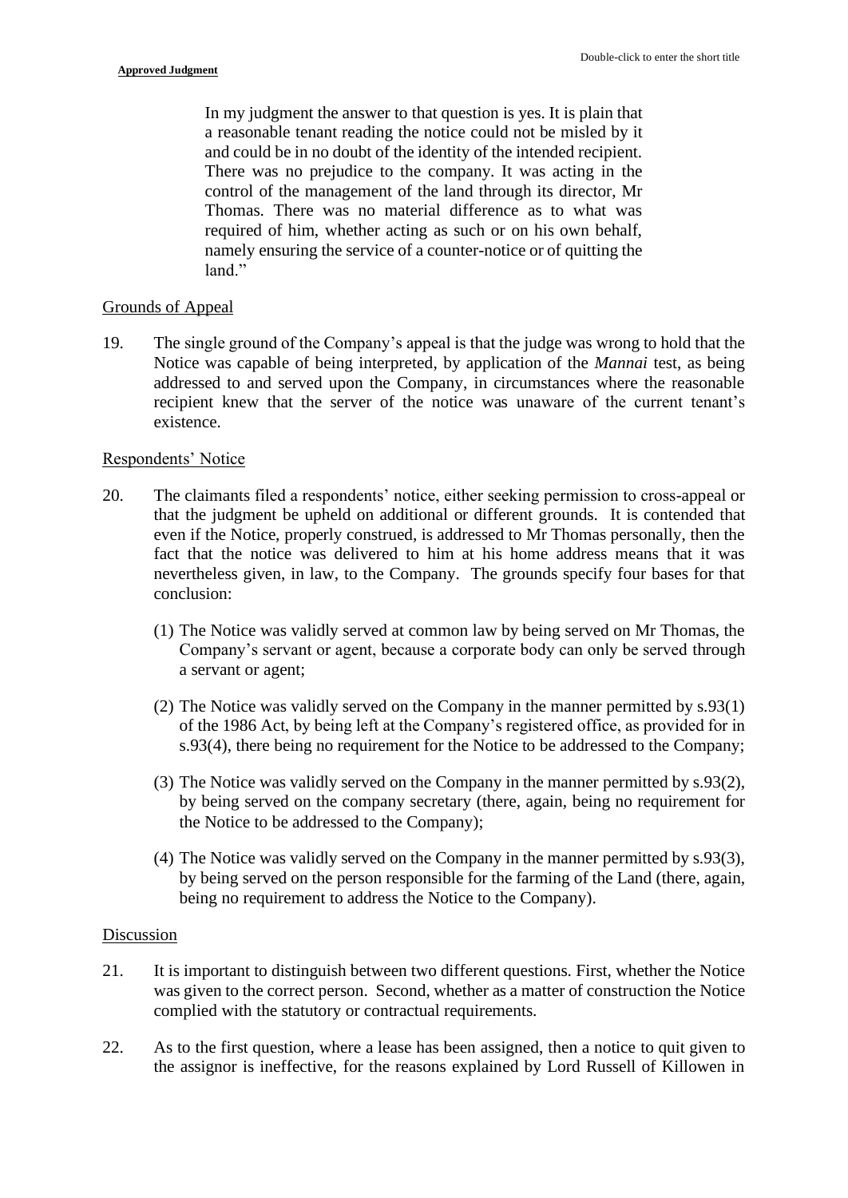> In my judgment the answer to that question is yes. It is plain that a reasonable tenant reading the notice could not be misled by it and could be in no doubt of the identity of the intended recipient. There was no prejudice to the company. It was acting in the control of the management of the land through its director, Mr Thomas. There was no material difference as to what was required of him, whether acting as such or on his own behalf, namely ensuring the service of a counter-notice or of quitting the land."

Grounds of Appeal

19. The single ground of the Company's appeal is that the judge was wrong to hold that the Notice was capable of being interpreted, by application of the *Mannai* test, as being addressed to and served upon the Company, in circumstances where the reasonable recipient knew that the server of the notice was unaware of the current tenant's existence.

Respondents' Notice

20. The claimants filed a respondents' notice, either seeking permission to cross-appeal or that the judgment be upheld on additional or different grounds. It is contended that even if the Notice, properly construed, is addressed to Mr Thomas personally, then the fact that the notice was delivered to him at his home address means that it was nevertheless given, in law, to the Company. The grounds specify four bases for that conclusion:

    (1) The Notice was validly served at common law by being served on Mr Thomas, the Company's servant or agent, because a corporate body can only be served through a servant or agent;

    (2) The Notice was validly served on the Company in the manner permitted by s.93(1) of the 1986 Act, by being left at the Company's registered office, as provided for in s.93(4), there being no requirement for the Notice to be addressed to the Company;

    (3) The Notice was validly served on the Company in the manner permitted by s.93(2), by being served on the company secretary (there, again, being no requirement for the Notice to be addressed to the Company);

    (4) The Notice was validly served on the Company in the manner permitted by s.93(3), by being served on the person responsible for the farming of the Land (there, again, being no requirement to address the Notice to the Company).

Discussion

21. It is important to distinguish between two different questions. First, whether the Notice was given to the correct person. Second, whether as a matter of construction the Notice complied with the statutory or contractual requirements.

22. As to the first question, where a lease has been assigned, then a notice to quit given to the assignor is ineffective, for the reasons explained by Lord Russell of Killowen in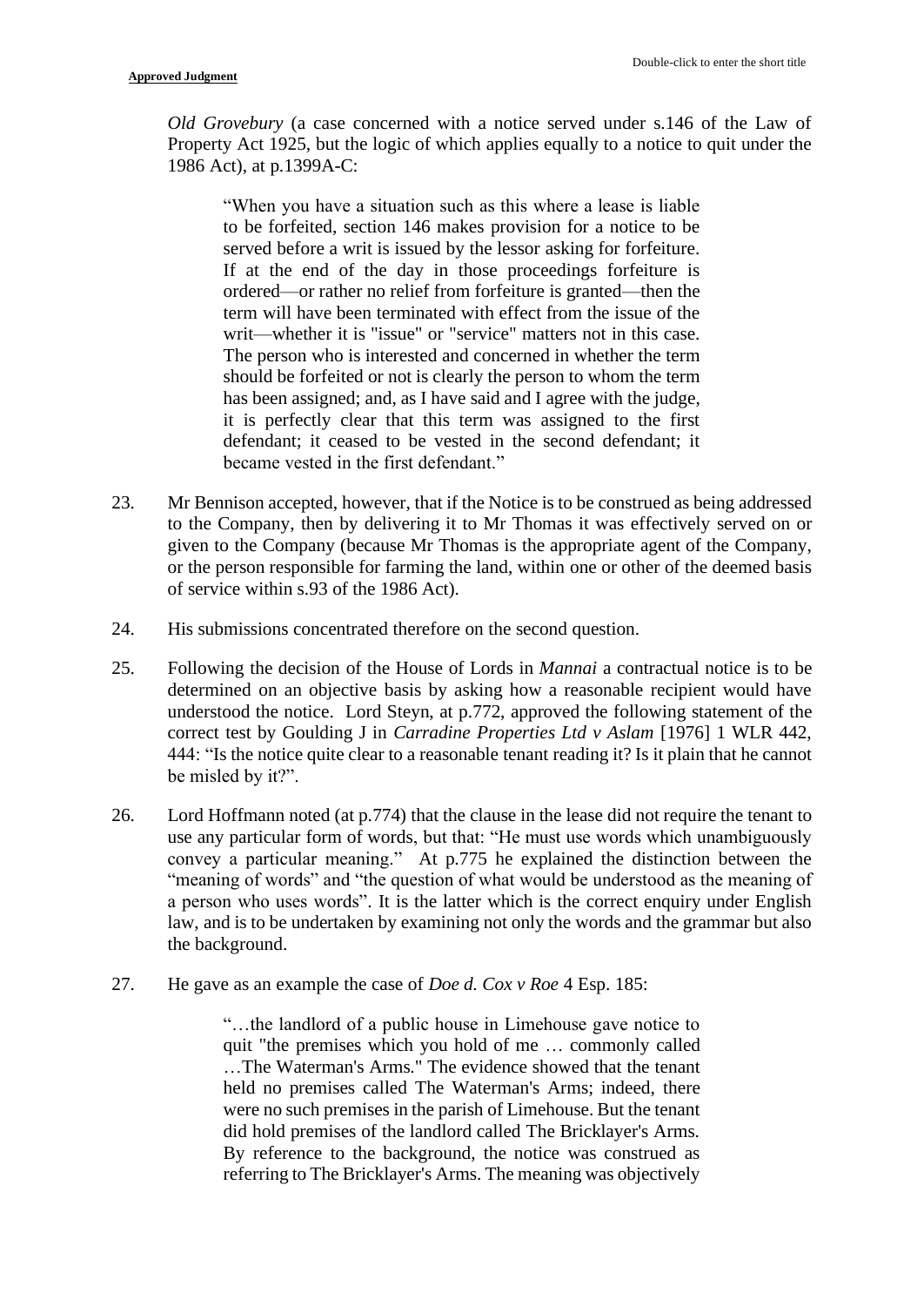*Old Grovebury* (a case concerned with a notice served under s.146 of the Law of Property Act 1925, but the logic of which applies equally to a notice to quit under the 1986 Act), at p.1399A-C:

> "When you have a situation such as this where a lease is liable to be forfeited, section 146 makes provision for a notice to be served before a writ is issued by the lessor asking for forfeiture. If at the end of the day in those proceedings forfeiture is ordered—or rather no relief from forfeiture is granted—then the term will have been terminated with effect from the issue of the writ—whether it is "issue" or "service" matters not in this case. The person who is interested and concerned in whether the term should be forfeited or not is clearly the person to whom the term has been assigned; and, as I have said and I agree with the judge, it is perfectly clear that this term was assigned to the first defendant; it ceased to be vested in the second defendant; it became vested in the first defendant."

23. Mr Bennison accepted, however, that if the Notice is to be construed as being addressed to the Company, then by delivering it to Mr Thomas it was effectively served on or given to the Company (because Mr Thomas is the appropriate agent of the Company, or the person responsible for farming the land, within one or other of the deemed basis of service within s.93 of the 1986 Act).

24. His submissions concentrated therefore on the second question.

25. Following the decision of the House of Lords in *Mannai* a contractual notice is to be determined on an objective basis by asking how a reasonable recipient would have understood the notice. Lord Steyn, at p.772, approved the following statement of the correct test by Goulding J in *Carradine Properties Ltd v Aslam* [1976] 1 WLR 442, 444: "Is the notice quite clear to a reasonable tenant reading it? Is it plain that he cannot be misled by it?".

26. Lord Hoffmann noted (at p.774) that the clause in the lease did not require the tenant to use any particular form of words, but that: "He must use words which unambiguously convey a particular meaning." At p.775 he explained the distinction between the "meaning of words" and "the question of what would be understood as the meaning of a person who uses words". It is the latter which is the correct enquiry under English law, and is to be undertaken by examining not only the words and the grammar but also the background.

27. He gave as an example the case of *Doe d. Cox v Roe* 4 Esp. 185:

> "…the landlord of a public house in Limehouse gave notice to quit "the premises which you hold of me … commonly called …The Waterman's Arms." The evidence showed that the tenant held no premises called The Waterman's Arms; indeed, there were no such premises in the parish of Limehouse. But the tenant did hold premises of the landlord called The Bricklayer's Arms. By reference to the background, the notice was construed as referring to The Bricklayer's Arms. The meaning was objectively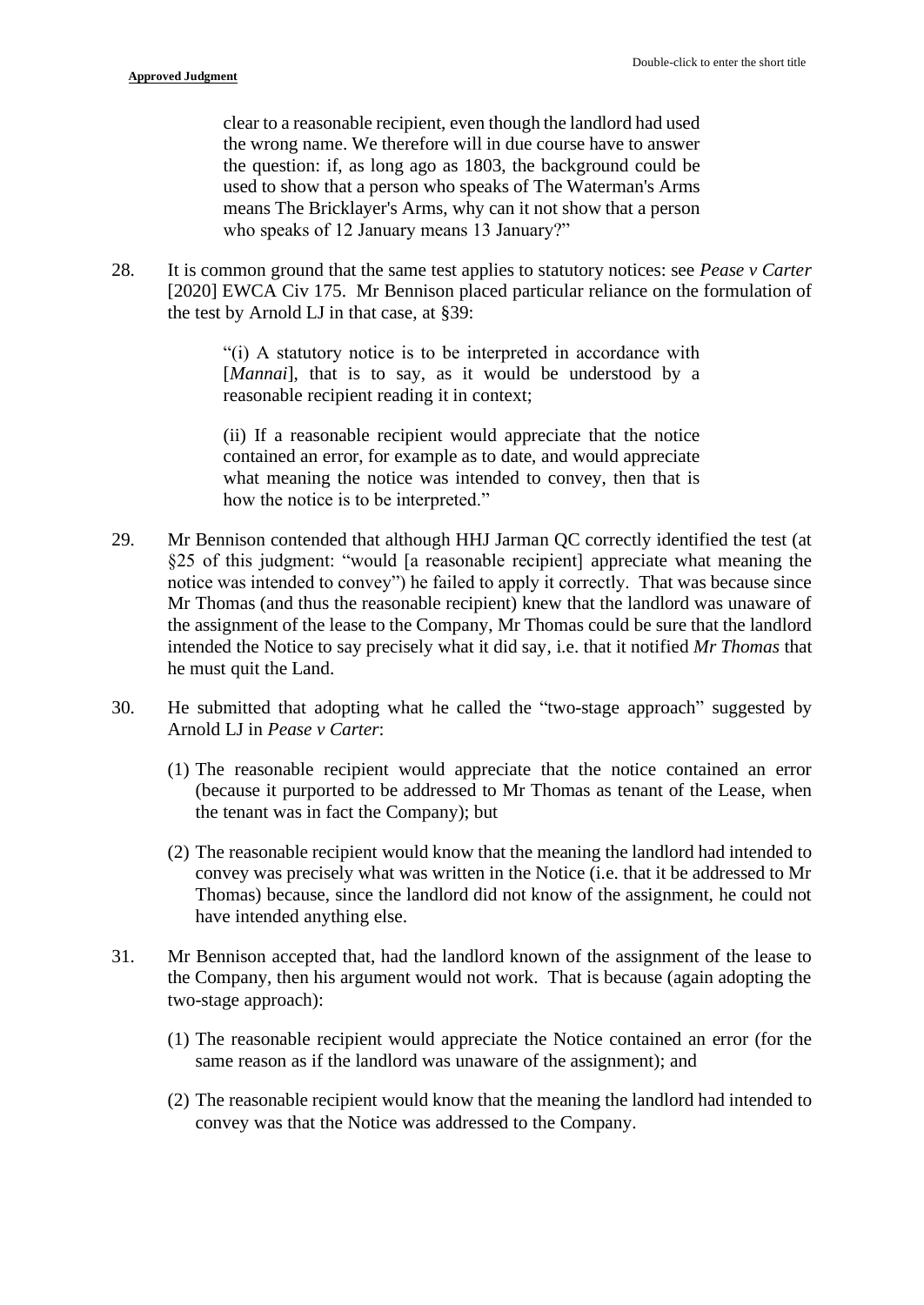clear to a reasonable recipient, even though the landlord had used the wrong name. We therefore will in due course have to answer the question: if, as long ago as 1803, the background could be used to show that a person who speaks of The Waterman's Arms means The Bricklayer's Arms, why can it not show that a person who speaks of 12 January means 13 January?"

28. It is common ground that the same test applies to statutory notices: see *Pease v Carter* [2020] EWCA Civ 175. Mr Bennison placed particular reliance on the formulation of the test by Arnold LJ in that case, at §39:

> "(i) A statutory notice is to be interpreted in accordance with [*Mannai*], that is to say, as it would be understood by a reasonable recipient reading it in context;
>
> (ii) If a reasonable recipient would appreciate that the notice contained an error, for example as to date, and would appreciate what meaning the notice was intended to convey, then that is how the notice is to be interpreted."

29. Mr Bennison contended that although HHJ Jarman QC correctly identified the test (at §25 of this judgment: "would [a reasonable recipient] appreciate what meaning the notice was intended to convey") he failed to apply it correctly. That was because since Mr Thomas (and thus the reasonable recipient) knew that the landlord was unaware of the assignment of the lease to the Company, Mr Thomas could be sure that the landlord intended the Notice to say precisely what it did say, i.e. that it notified *Mr Thomas* that he must quit the Land.

30. He submitted that adopting what he called the "two-stage approach" suggested by Arnold LJ in *Pease v Carter*:

    (1) The reasonable recipient would appreciate that the notice contained an error (because it purported to be addressed to Mr Thomas as tenant of the Lease, when the tenant was in fact the Company); but

    (2) The reasonable recipient would know that the meaning the landlord had intended to convey was precisely what was written in the Notice (i.e. that it be addressed to Mr Thomas) because, since the landlord did not know of the assignment, he could not have intended anything else.

31. Mr Bennison accepted that, had the landlord known of the assignment of the lease to the Company, then his argument would not work. That is because (again adopting the two-stage approach):

    (1) The reasonable recipient would appreciate the Notice contained an error (for the same reason as if the landlord was unaware of the assignment); and

    (2) The reasonable recipient would know that the meaning the landlord had intended to convey was that the Notice was addressed to the Company.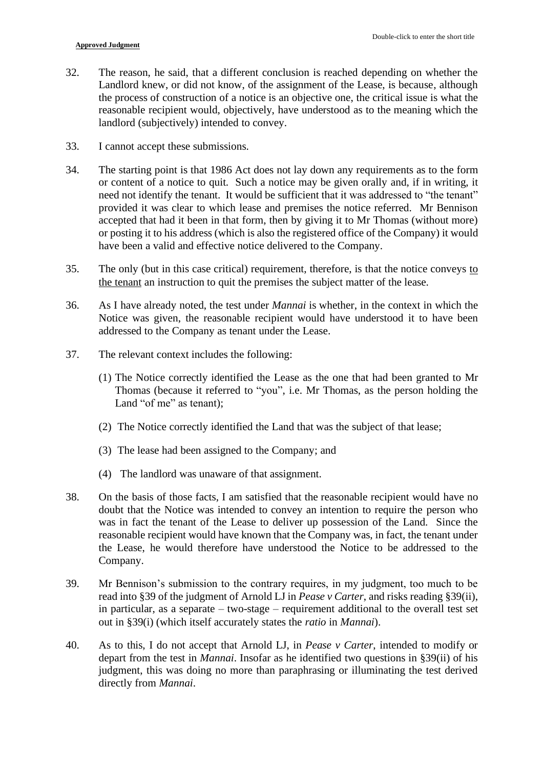32. The reason, he said, that a different conclusion is reached depending on whether the Landlord knew, or did not know, of the assignment of the Lease, is because, although the process of construction of a notice is an objective one, the critical issue is what the reasonable recipient would, objectively, have understood as to the meaning which the landlord (subjectively) intended to convey.

33. I cannot accept these submissions.

34. The starting point is that 1986 Act does not lay down any requirements as to the form or content of a notice to quit. Such a notice may be given orally and, if in writing, it need not identify the tenant. It would be sufficient that it was addressed to "the tenant" provided it was clear to which lease and premises the notice referred. Mr Bennison accepted that had it been in that form, then by giving it to Mr Thomas (without more) or posting it to his address (which is also the registered office of the Company) it would have been a valid and effective notice delivered to the Company.

35. The only (but in this case critical) requirement, therefore, is that the notice conveys <u>to the tenant</u> an instruction to quit the premises the subject matter of the lease.

36. As I have already noted, the test under *Mannai* is whether, in the context in which the Notice was given, the reasonable recipient would have understood it to have been addressed to the Company as tenant under the Lease.

37. The relevant context includes the following:

    (1) The Notice correctly identified the Lease as the one that had been granted to Mr Thomas (because it referred to "you", i.e. Mr Thomas, as the person holding the Land "of me" as tenant);

    (2) The Notice correctly identified the Land that was the subject of that lease;

    (3) The lease had been assigned to the Company; and

    (4) The landlord was unaware of that assignment.

38. On the basis of those facts, I am satisfied that the reasonable recipient would have no doubt that the Notice was intended to convey an intention to require the person who was in fact the tenant of the Lease to deliver up possession of the Land. Since the reasonable recipient would have known that the Company was, in fact, the tenant under the Lease, he would therefore have understood the Notice to be addressed to the Company.

39. Mr Bennison's submission to the contrary requires, in my judgment, too much to be read into §39 of the judgment of Arnold LJ in *Pease v Carter*, and risks reading §39(ii), in particular, as a separate – two-stage – requirement additional to the overall test set out in §39(i) (which itself accurately states the *ratio* in *Mannai*).

40. As to this, I do not accept that Arnold LJ, in *Pease v Carter*, intended to modify or depart from the test in *Mannai*. Insofar as he identified two questions in §39(ii) of his judgment, this was doing no more than paraphrasing or illuminating the test derived directly from *Mannai*.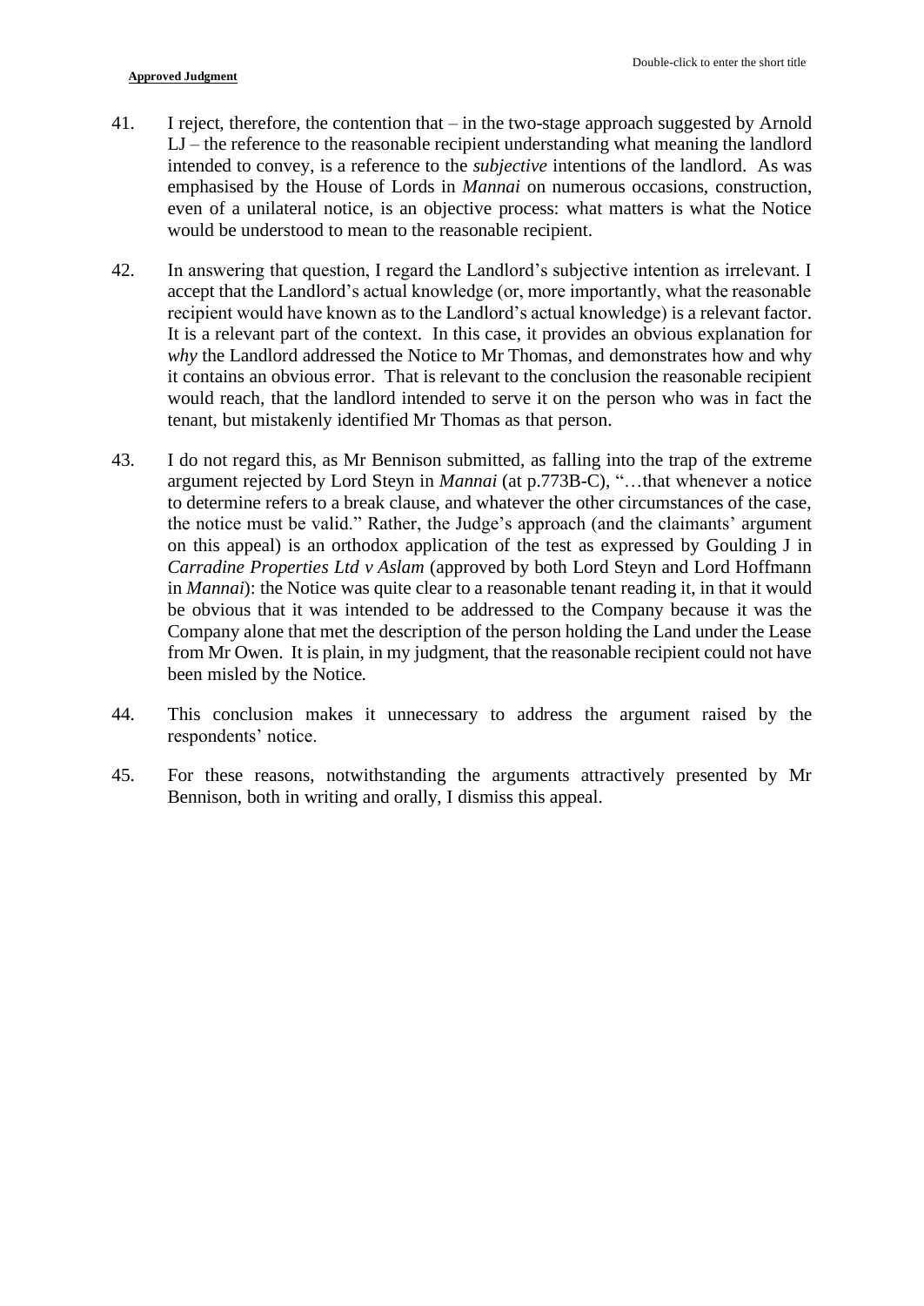41. I reject, therefore, the contention that – in the two-stage approach suggested by Arnold LJ – the reference to the reasonable recipient understanding what meaning the landlord intended to convey, is a reference to the *subjective* intentions of the landlord. As was emphasised by the House of Lords in *Mannai* on numerous occasions, construction, even of a unilateral notice, is an objective process: what matters is what the Notice would be understood to mean to the reasonable recipient.

42. In answering that question, I regard the Landlord's subjective intention as irrelevant. I accept that the Landlord's actual knowledge (or, more importantly, what the reasonable recipient would have known as to the Landlord's actual knowledge) is a relevant factor. It is a relevant part of the context. In this case, it provides an obvious explanation for *why* the Landlord addressed the Notice to Mr Thomas, and demonstrates how and why it contains an obvious error. That is relevant to the conclusion the reasonable recipient would reach, that the landlord intended to serve it on the person who was in fact the tenant, but mistakenly identified Mr Thomas as that person.

43. I do not regard this, as Mr Bennison submitted, as falling into the trap of the extreme argument rejected by Lord Steyn in *Mannai* (at p.773B-C), "…that whenever a notice to determine refers to a break clause, and whatever the other circumstances of the case, the notice must be valid." Rather, the Judge's approach (and the claimants' argument on this appeal) is an orthodox application of the test as expressed by Goulding J in *Carradine Properties Ltd v Aslam* (approved by both Lord Steyn and Lord Hoffmann in *Mannai*): the Notice was quite clear to a reasonable tenant reading it, in that it would be obvious that it was intended to be addressed to the Company because it was the Company alone that met the description of the person holding the Land under the Lease from Mr Owen. It is plain, in my judgment, that the reasonable recipient could not have been misled by the Notice.

44. This conclusion makes it unnecessary to address the argument raised by the respondents' notice.

45. For these reasons, notwithstanding the arguments attractively presented by Mr Bennison, both in writing and orally, I dismiss this appeal.